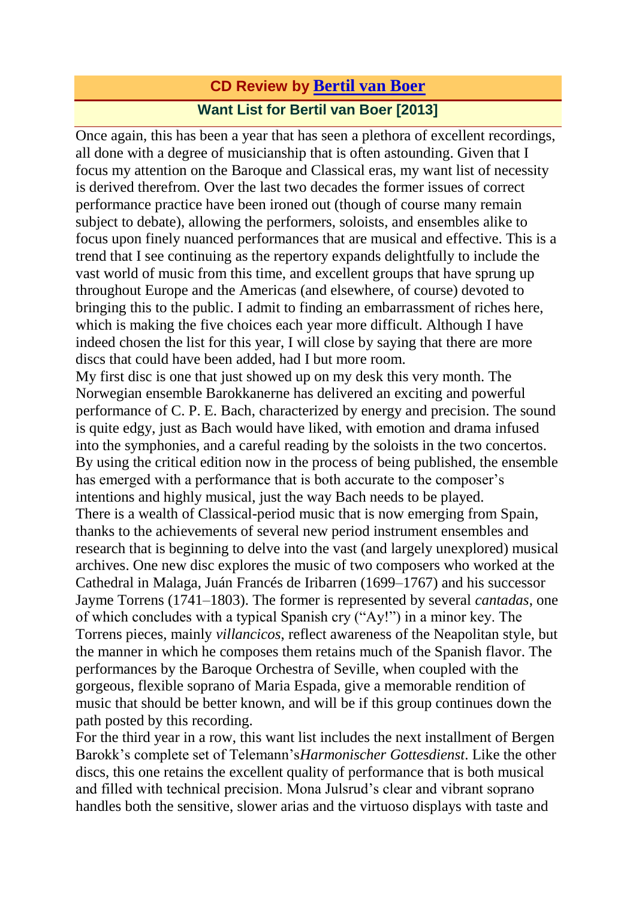## CD Review by [Bertil van Boer]

### Want List for Bertil van Boer [2013]

Once again, this has been a year that has seen a plethora of excellent recordings, all done with a degree of musicianship that is often astounding. Given that I focus my attention on the Baroque and Classical eras, my want list of necessity is derived therefrom. Over the last two decades the former issues of correct performance practice have been ironed out (though of course many remain subject to debate), allowing the performers, soloists, and ensembles alike to focus upon finely nuanced performances that are musical and effective. This is a trend that I see continuing as the repertory expands delightfully to include the vast world of music from this time, and excellent groups that have sprung up throughout Europe and the Americas (and elsewhere, of course) devoted to bringing this to the public. I admit to finding an embarrassment of riches here, which is making the five choices each year more difficult. Although I have indeed chosen the list for this year, I will close by saying that there are more discs that could have been added, had I but more room.

My first disc is one that just showed up on my desk this very month. The Norwegian ensemble Barokkanerne has delivered an exciting and powerful performance of C. P. E. Bach, characterized by energy and precision. The sound is quite edgy, just as Bach would have liked, with emotion and drama infused into the symphonies, and a careful reading by the soloists in the two concertos. By using the critical edition now in the process of being published, the ensemble has emerged with a performance that is both accurate to the composer's intentions and highly musical, just the way Bach needs to be played.

There is a wealth of Classical-period music that is now emerging from Spain, thanks to the achievements of several new period instrument ensembles and research that is beginning to delve into the vast (and largely unexplored) musical archives. One new disc explores the music of two composers who worked at the Cathedral in Malaga, Juán Francés de Iribarren (1699–1767) and his successor Jayme Torrens (1741–1803). The former is represented by several *cantadas*, one of which concludes with a typical Spanish cry ("Ay!") in a minor key. The Torrens pieces, mainly *villancicos*, reflect awareness of the Neapolitan style, but the manner in which he composes them retains much of the Spanish flavor. The performances by the Baroque Orchestra of Seville, when coupled with the gorgeous, flexible soprano of Maria Espada, give a memorable rendition of music that should be better known, and will be if this group continues down the path posted by this recording.

For the third year in a row, this want list includes the next installment of Bergen Barokk's complete set of Telemann's *Harmonischer Gottesdienst*. Like the other discs, this one retains the excellent quality of performance that is both musical and filled with technical precision. Mona Julsrud's clear and vibrant soprano handles both the sensitive, slower arias and the virtuoso displays with taste and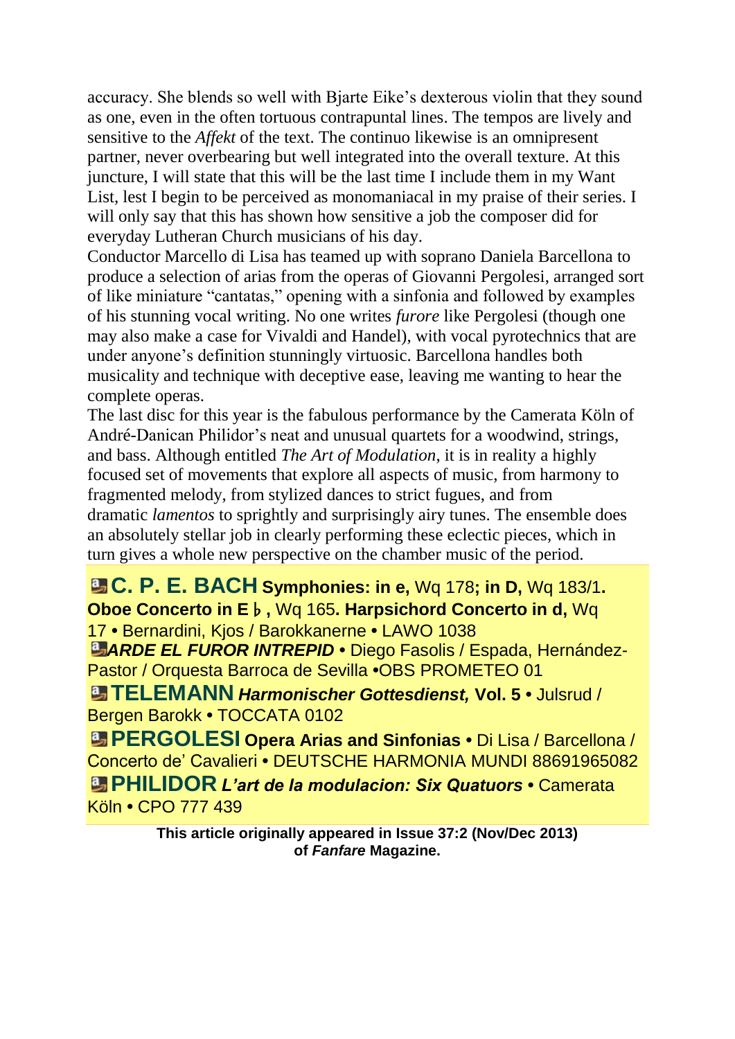accuracy. She blends so well with Bjarte Eike's dexterous violin that they sound as one, even in the often tortuous contrapuntal lines. The tempos are lively and sensitive to the *Affekt* of the text. The continuo likewise is an omnipresent partner, never overbearing but well integrated into the overall texture. At this juncture, I will state that this will be the last time I include them in my Want List, lest I begin to be perceived as monomaniacal in my praise of their series. I will only say that this has shown how sensitive a job the composer did for everyday Lutheran Church musicians of his day.

Conductor Marcello di Lisa has teamed up with soprano Daniela Barcellona to produce a selection of arias from the operas of Giovanni Pergolesi, arranged sort of like miniature "cantatas," opening with a sinfonia and followed by examples of his stunning vocal writing. No one writes *furore* like Pergolesi (though one may also make a case for Vivaldi and Handel), with vocal pyrotechnics that are under anyone's definition stunningly virtuosic. Barcellona handles both musicality and technique with deceptive ease, leaving me wanting to hear the complete operas.

The last disc for this year is the fabulous performance by the Camerata Köln of André-Danican Philidor's neat and unusual quartets for a woodwind, strings, and bass. Although entitled *The Art of Modulation*, it is in reality a highly focused set of movements that explore all aspects of music, from harmony to fragmented melody, from stylized dances to strict fugues, and from dramatic *lamentos* to sprightly and surprisingly airy tunes. The ensemble does an absolutely stellar job in clearly performing these eclectic pieces, which in turn gives a whole new perspective on the chamber music of the period.

**C. P. E. BACH** **Symphonies: in e,** Wq 178**; in D,** Wq 183/1**. Oboe Concerto in E♭,** Wq 165**. Harpsichord Concerto in d,** Wq 17 • Bernardini, Kjos / Barokkanerne • LAWO 1038

***ARDE EL FUROR INTREPID*** • Diego Fasolis / Espada, Hernández-Pastor / Orquesta Barroca de Sevilla •OBS PROMETEO 01

**TELEMANN** ***Harmonischer Gottesdienst,*** **Vol. 5** • Julsrud / Bergen Barokk • TOCCATA 0102

**PERGOLESI** **Opera Arias and Sinfonias** • Di Lisa / Barcellona / Concerto de' Cavalieri • DEUTSCHE HARMONIA MUNDI 88691965082

**PHILIDOR** ***L'art de la modulacion: Six Quatuors*** • Camerata Köln • CPO 777 439

**This article originally appeared in Issue 37:2 (Nov/Dec 2013) of *Fanfare* Magazine.**